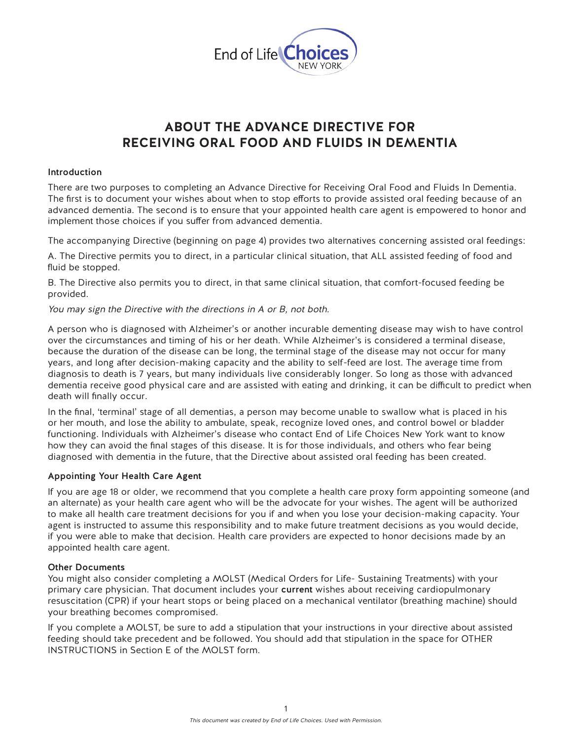End of Life Choices NEW YORK

# ABOUT THE ADVANCE DIRECTIVE FOR RECEIVING ORAL FOOD AND FLUIDS IN DEMENTIA

**Introduction**

There are two purposes to completing an Advance Directive for Receiving Oral Food and Fluids In Dementia. The first is to document your wishes about when to stop efforts to provide assisted oral feeding because of an advanced dementia. The second is to ensure that your appointed health care agent is empowered to honor and implement those choices if you suffer from advanced dementia.

The accompanying Directive (beginning on page 4) provides two alternatives concerning assisted oral feedings:

A. The Directive permits you to direct, in a particular clinical situation, that ALL assisted feeding of food and fluid be stopped.

B. The Directive also permits you to direct, in that same clinical situation, that comfort-focused feeding be provided.

*You may sign the Directive with the directions in A or B, not both.*

A person who is diagnosed with Alzheimer's or another incurable dementing disease may wish to have control over the circumstances and timing of his or her death. While Alzheimer's is considered a terminal disease, because the duration of the disease can be long, the terminal stage of the disease may not occur for many years, and long after decision-making capacity and the ability to self-feed are lost. The average time from diagnosis to death is 7 years, but many individuals live considerably longer. So long as those with advanced dementia receive good physical care and are assisted with eating and drinking, it can be difficult to predict when death will finally occur.

In the final, 'terminal' stage of all dementias, a person may become unable to swallow what is placed in his or her mouth, and lose the ability to ambulate, speak, recognize loved ones, and control bowel or bladder functioning. Individuals with Alzheimer's disease who contact End of Life Choices New York want to know how they can avoid the final stages of this disease. It is for those individuals, and others who fear being diagnosed with dementia in the future, that the Directive about assisted oral feeding has been created.

**Appointing Your Health Care Agent**

If you are age 18 or older, we recommend that you complete a health care proxy form appointing someone (and an alternate) as your health care agent who will be the advocate for your wishes. The agent will be authorized to make all health care treatment decisions for you if and when you lose your decision-making capacity. Your agent is instructed to assume this responsibility and to make future treatment decisions as you would decide, if you were able to make that decision. Health care providers are expected to honor decisions made by an appointed health care agent.

**Other Documents**

You might also consider completing a MOLST (Medical Orders for Life- Sustaining Treatments) with your primary care physician. That document includes your **current** wishes about receiving cardiopulmonary resuscitation (CPR) if your heart stops or being placed on a mechanical ventilator (breathing machine) should your breathing becomes compromised.

If you complete a MOLST, be sure to add a stipulation that your instructions in your directive about assisted feeding should take precedent and be followed. You should add that stipulation in the space for OTHER INSTRUCTIONS in Section E of the MOLST form.

*This document was created by End of Life Choices. Used with Permission.*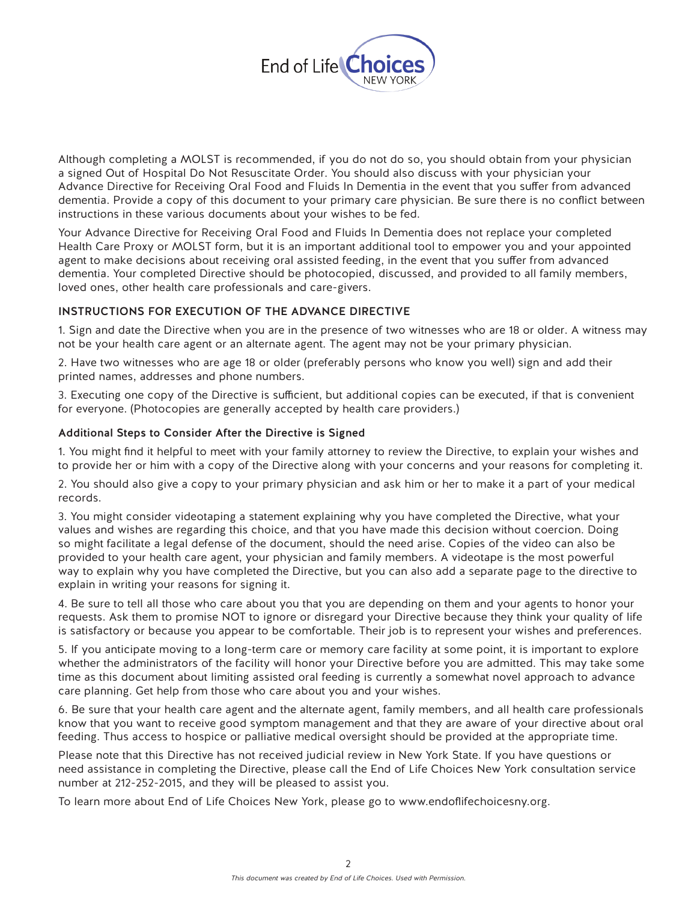Although completing a MOLST is recommended, if you do not do so, you should obtain from your physician a signed Out of Hospital Do Not Resuscitate Order. You should also discuss with your physician your Advance Directive for Receiving Oral Food and Fluids In Dementia in the event that you suffer from advanced dementia. Provide a copy of this document to your primary care physician. Be sure there is no conflict between instructions in these various documents about your wishes to be fed.

Your Advance Directive for Receiving Oral Food and Fluids In Dementia does not replace your completed Health Care Proxy or MOLST form, but it is an important additional tool to empower you and your appointed agent to make decisions about receiving oral assisted feeding, in the event that you suffer from advanced dementia. Your completed Directive should be photocopied, discussed, and provided to all family members, loved ones, other health care professionals and care-givers.

## INSTRUCTIONS FOR EXECUTION OF THE ADVANCE DIRECTIVE

1. Sign and date the Directive when you are in the presence of two witnesses who are 18 or older. A witness may not be your health care agent or an alternate agent. The agent may not be your primary physician.

2. Have two witnesses who are age 18 or older (preferably persons who know you well) sign and add their printed names, addresses and phone numbers.

3. Executing one copy of the Directive is sufficient, but additional copies can be executed, if that is convenient for everyone. (Photocopies are generally accepted by health care providers.)

### Additional Steps to Consider After the Directive is Signed

1. You might find it helpful to meet with your family attorney to review the Directive, to explain your wishes and to provide her or him with a copy of the Directive along with your concerns and your reasons for completing it.

2. You should also give a copy to your primary physician and ask him or her to make it a part of your medical records.

3. You might consider videotaping a statement explaining why you have completed the Directive, what your values and wishes are regarding this choice, and that you have made this decision without coercion. Doing so might facilitate a legal defense of the document, should the need arise. Copies of the video can also be provided to your health care agent, your physician and family members. A videotape is the most powerful way to explain why you have completed the Directive, but you can also add a separate page to the directive to explain in writing your reasons for signing it.

4. Be sure to tell all those who care about you that you are depending on them and your agents to honor your requests. Ask them to promise NOT to ignore or disregard your Directive because they think your quality of life is satisfactory or because you appear to be comfortable. Their job is to represent your wishes and preferences.

5. If you anticipate moving to a long-term care or memory care facility at some point, it is important to explore whether the administrators of the facility will honor your Directive before you are admitted. This may take some time as this document about limiting assisted oral feeding is currently a somewhat novel approach to advance care planning. Get help from those who care about you and your wishes.

6. Be sure that your health care agent and the alternate agent, family members, and all health care professionals know that you want to receive good symptom management and that they are aware of your directive about oral feeding. Thus access to hospice or palliative medical oversight should be provided at the appropriate time.

Please note that this Directive has not received judicial review in New York State. If you have questions or need assistance in completing the Directive, please call the End of Life Choices New York consultation service number at 212-252-2015, and they will be pleased to assist you.

To learn more about End of Life Choices New York, please go to www.endoflifechoicesny.org.

*This document was created by End of Life Choices. Used with Permission.*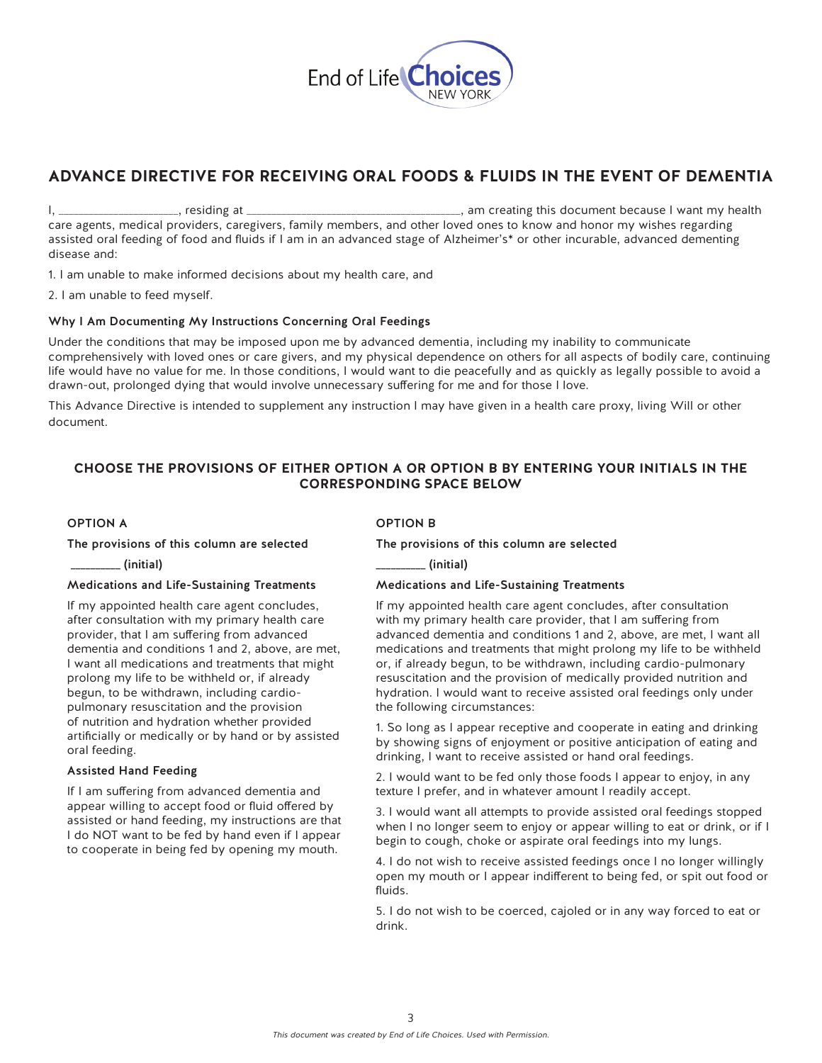End of Life Choices NEW YORK

# ADVANCE DIRECTIVE FOR RECEIVING ORAL FOODS & FLUIDS IN THE EVENT OF DEMENTIA

I, ___________________, residing at __________________________________, am creating this document because I want my health care agents, medical providers, caregivers, family members, and other loved ones to know and honor my wishes regarding assisted oral feeding of food and fluids if I am in an advanced stage of Alzheimer's* or other incurable, advanced dementing disease and:

1. I am unable to make informed decisions about my health care, and
2. I am unable to feed myself.

**Why I Am Documenting My Instructions Concerning Oral Feedings**

Under the conditions that may be imposed upon me by advanced dementia, including my inability to communicate comprehensively with loved ones or care givers, and my physical dependence on others for all aspects of bodily care, continuing life would have no value for me. In those conditions, I would want to die peacefully and as quickly as legally possible to avoid a drawn-out, prolonged dying that would involve unnecessary suffering for me and for those I love.

This Advance Directive is intended to supplement any instruction I may have given in a health care proxy, living Will or other document.

## CHOOSE THE PROVISIONS OF EITHER OPTION A OR OPTION B BY ENTERING YOUR INITIALS IN THE CORRESPONDING SPACE BELOW

### OPTION A

**The provisions of this column are selected**

**________ (initial)**

**Medications and Life-Sustaining Treatments**

If my appointed health care agent concludes, after consultation with my primary health care provider, that I am suffering from advanced dementia and conditions 1 and 2, above, are met, I want all medications and treatments that might prolong my life to be withheld or, if already begun, to be withdrawn, including cardio-pulmonary resuscitation and the provision of nutrition and hydration whether provided artificially or medically or by hand or by assisted oral feeding.

**Assisted Hand Feeding**

If I am suffering from advanced dementia and appear willing to accept food or fluid offered by assisted or hand feeding, my instructions are that I do NOT want to be fed by hand even if I appear to cooperate in being fed by opening my mouth.

### OPTION B

**The provisions of this column are selected**

**________ (initial)**

**Medications and Life-Sustaining Treatments**

If my appointed health care agent concludes, after consultation with my primary health care provider, that I am suffering from advanced dementia and conditions 1 and 2, above, are met, I want all medications and treatments that might prolong my life to be withheld or, if already begun, to be withdrawn, including cardio-pulmonary resuscitation and the provision of medically provided nutrition and hydration. I would want to receive assisted oral feedings only under the following circumstances:

1. So long as I appear receptive and cooperate in eating and drinking by showing signs of enjoyment or positive anticipation of eating and drinking, I want to receive assisted or hand oral feedings.
2. I would want to be fed only those foods I appear to enjoy, in any texture I prefer, and in whatever amount I readily accept.
3. I would want all attempts to provide assisted oral feedings stopped when I no longer seem to enjoy or appear willing to eat or drink, or if I begin to cough, choke or aspirate oral feedings into my lungs.
4. I do not wish to receive assisted feedings once I no longer willingly open my mouth or I appear indifferent to being fed, or spit out food or fluids.
5. I do not wish to be coerced, cajoled or in any way forced to eat or drink.

*This document was created by End of Life Choices. Used with Permission.*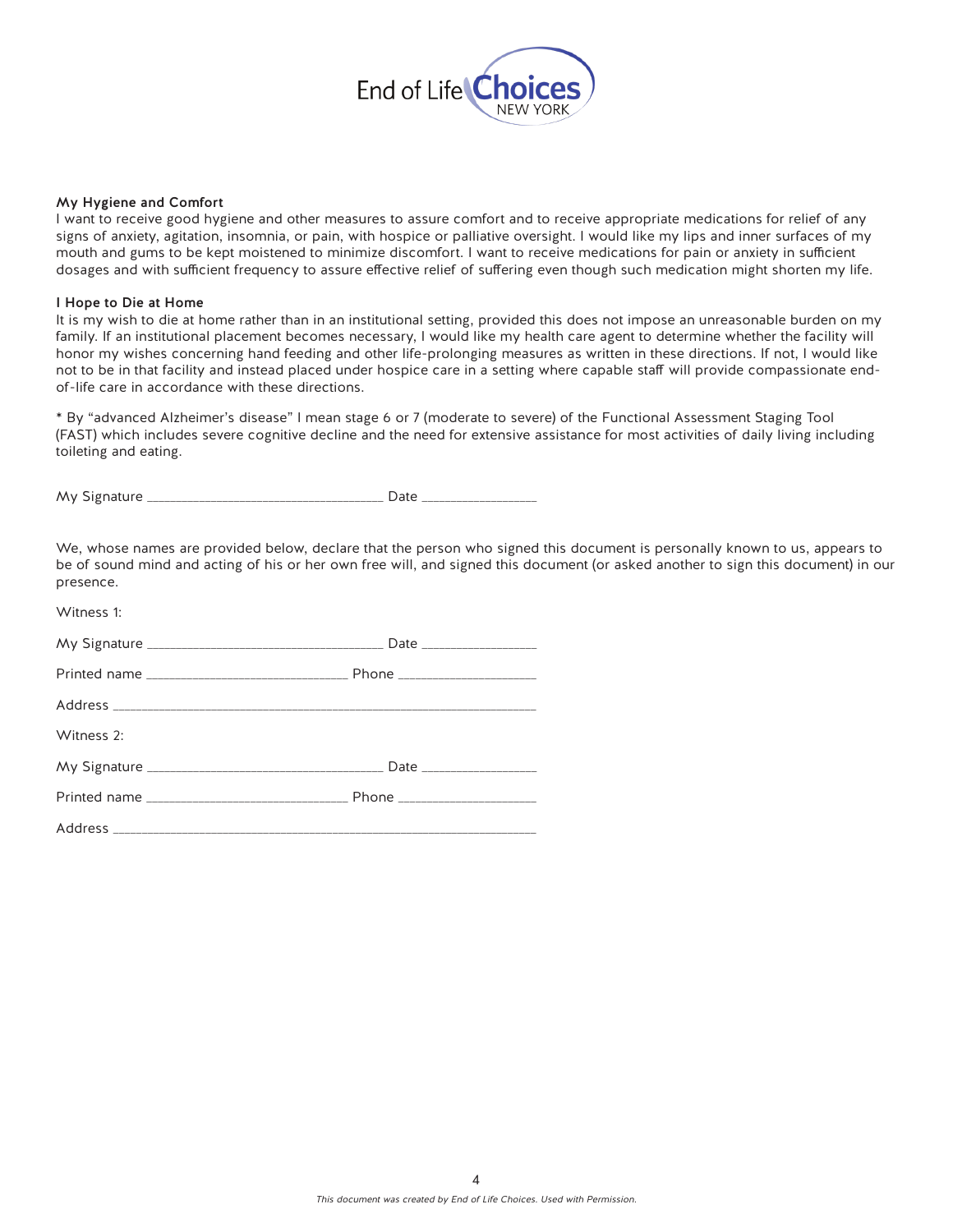End of Life Choices NEW YORK

**My Hygiene and Comfort**

I want to receive good hygiene and other measures to assure comfort and to receive appropriate medications for relief of any signs of anxiety, agitation, insomnia, or pain, with hospice or palliative oversight. I would like my lips and inner surfaces of my mouth and gums to be kept moistened to minimize discomfort. I want to receive medications for pain or anxiety in sufficient dosages and with sufficient frequency to assure effective relief of suffering even though such medication might shorten my life.

**I Hope to Die at Home**

It is my wish to die at home rather than in an institutional setting, provided this does not impose an unreasonable burden on my family. If an institutional placement becomes necessary, I would like my health care agent to determine whether the facility will honor my wishes concerning hand feeding and other life-prolonging measures as written in these directions. If not, I would like not to be in that facility and instead placed under hospice care in a setting where capable staff will provide compassionate end-of-life care in accordance with these directions.

* By "advanced Alzheimer's disease" I mean stage 6 or 7 (moderate to severe) of the Functional Assessment Staging Tool (FAST) which includes severe cognitive decline and the need for extensive assistance for most activities of daily living including toileting and eating.

My Signature ________________________________ Date ________________

We, whose names are provided below, declare that the person who signed this document is personally known to us, appears to be of sound mind and acting of his or her own free will, and signed this document (or asked another to sign this document) in our presence.

Witness 1:

My Signature ________________________________ Date ________________

Printed name ___________________________ Phone ___________________

Address ____________________________________________________________

Witness 2:

My Signature ________________________________ Date ________________

Printed name ___________________________ Phone ___________________

Address ____________________________________________________________

*This document was created by End of Life Choices. Used with Permission.*